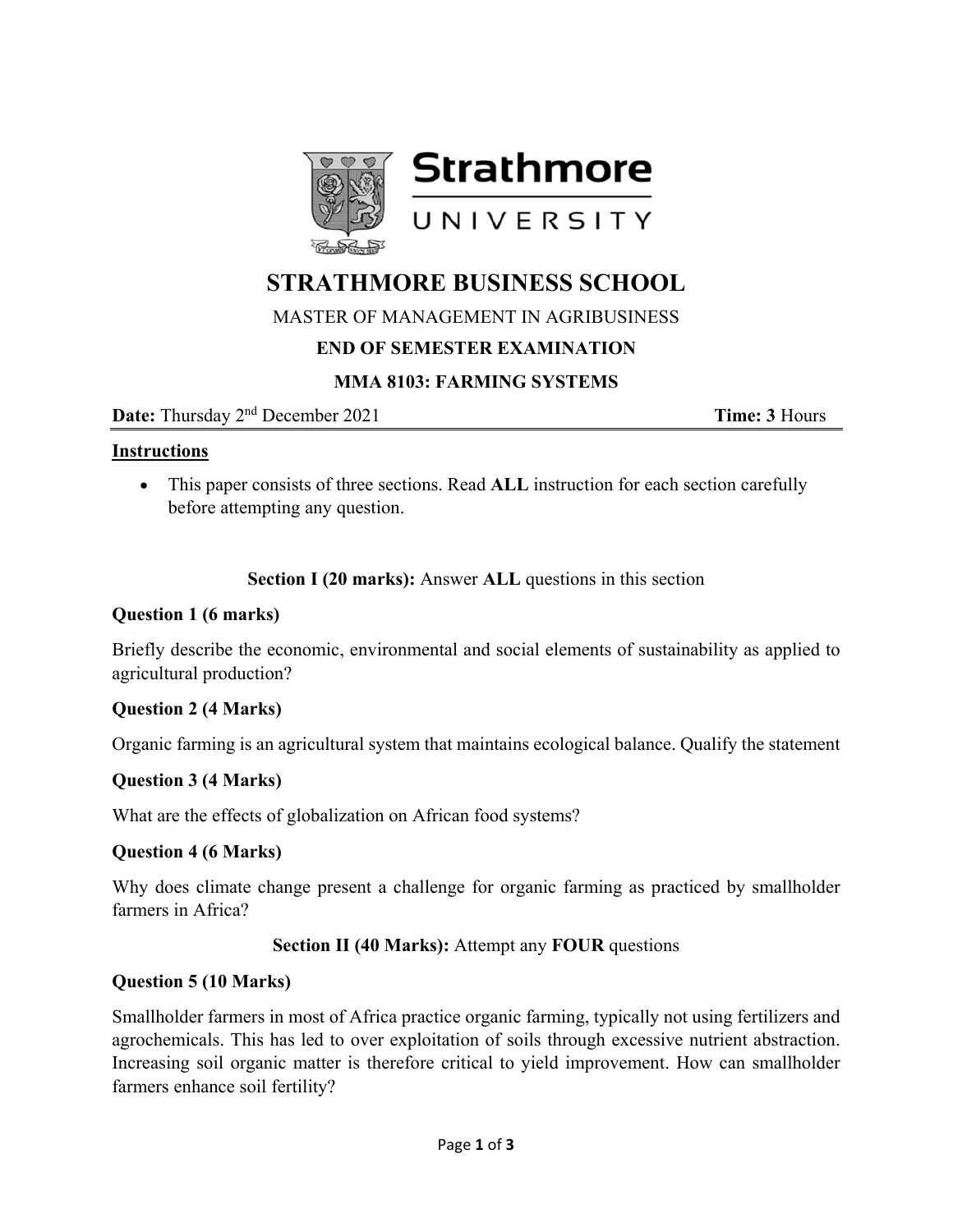Strathmore UNIVERSITY

# STRATHMORE BUSINESS SCHOOL

MASTER OF MANAGEMENT IN AGRIBUSINESS

**END OF SEMESTER EXAMINATION**

**MMA 8103: FARMING SYSTEMS**

**Date:** Thursday 2nd December 2021 **Time: 3** Hours

**Instructions**

- This paper consists of three sections. Read **ALL** instruction for each section carefully before attempting any question.

**Section I (20 marks):** Answer **ALL** questions in this section

**Question 1 (6 marks)**

Briefly describe the economic, environmental and social elements of sustainability as applied to agricultural production?

**Question 2 (4 Marks)**

Organic farming is an agricultural system that maintains ecological balance. Qualify the statement

**Question 3 (4 Marks)**

What are the effects of globalization on African food systems?

**Question 4 (6 Marks)**

Why does climate change present a challenge for organic farming as practiced by smallholder farmers in Africa?

**Section II (40 Marks):** Attempt any **FOUR** questions

**Question 5 (10 Marks)**

Smallholder farmers in most of Africa practice organic farming, typically not using fertilizers and agrochemicals. This has led to over exploitation of soils through excessive nutrient abstraction. Increasing soil organic matter is therefore critical to yield improvement. How can smallholder farmers enhance soil fertility?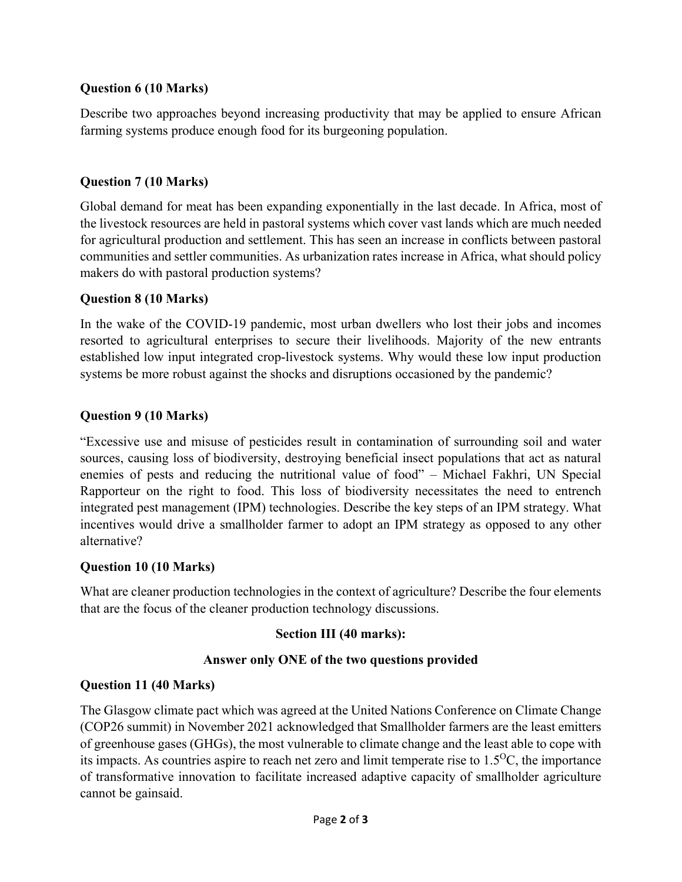**Question 6 (10 Marks)**

Describe two approaches beyond increasing productivity that may be applied to ensure African farming systems produce enough food for its burgeoning population.

**Question 7 (10 Marks)**

Global demand for meat has been expanding exponentially in the last decade. In Africa, most of the livestock resources are held in pastoral systems which cover vast lands which are much needed for agricultural production and settlement. This has seen an increase in conflicts between pastoral communities and settler communities. As urbanization rates increase in Africa, what should policy makers do with pastoral production systems?

**Question 8 (10 Marks)**

In the wake of the COVID-19 pandemic, most urban dwellers who lost their jobs and incomes resorted to agricultural enterprises to secure their livelihoods. Majority of the new entrants established low input integrated crop-livestock systems. Why would these low input production systems be more robust against the shocks and disruptions occasioned by the pandemic?

**Question 9 (10 Marks)**

"Excessive use and misuse of pesticides result in contamination of surrounding soil and water sources, causing loss of biodiversity, destroying beneficial insect populations that act as natural enemies of pests and reducing the nutritional value of food" – Michael Fakhri, UN Special Rapporteur on the right to food. This loss of biodiversity necessitates the need to entrench integrated pest management (IPM) technologies. Describe the key steps of an IPM strategy. What incentives would drive a smallholder farmer to adopt an IPM strategy as opposed to any other alternative?

**Question 10 (10 Marks)**

What are cleaner production technologies in the context of agriculture? Describe the four elements that are the focus of the cleaner production technology discussions.

## Section III (40 marks):

### Answer only ONE of the two questions provided

**Question 11 (40 Marks)**

The Glasgow climate pact which was agreed at the United Nations Conference on Climate Change (COP26 summit) in November 2021 acknowledged that Smallholder farmers are the least emitters of greenhouse gases (GHGs), the most vulnerable to climate change and the least able to cope with its impacts. As countries aspire to reach net zero and limit temperate rise to 1.5$^{O}$C, the importance of transformative innovation to facilitate increased adaptive capacity of smallholder agriculture cannot be gainsaid.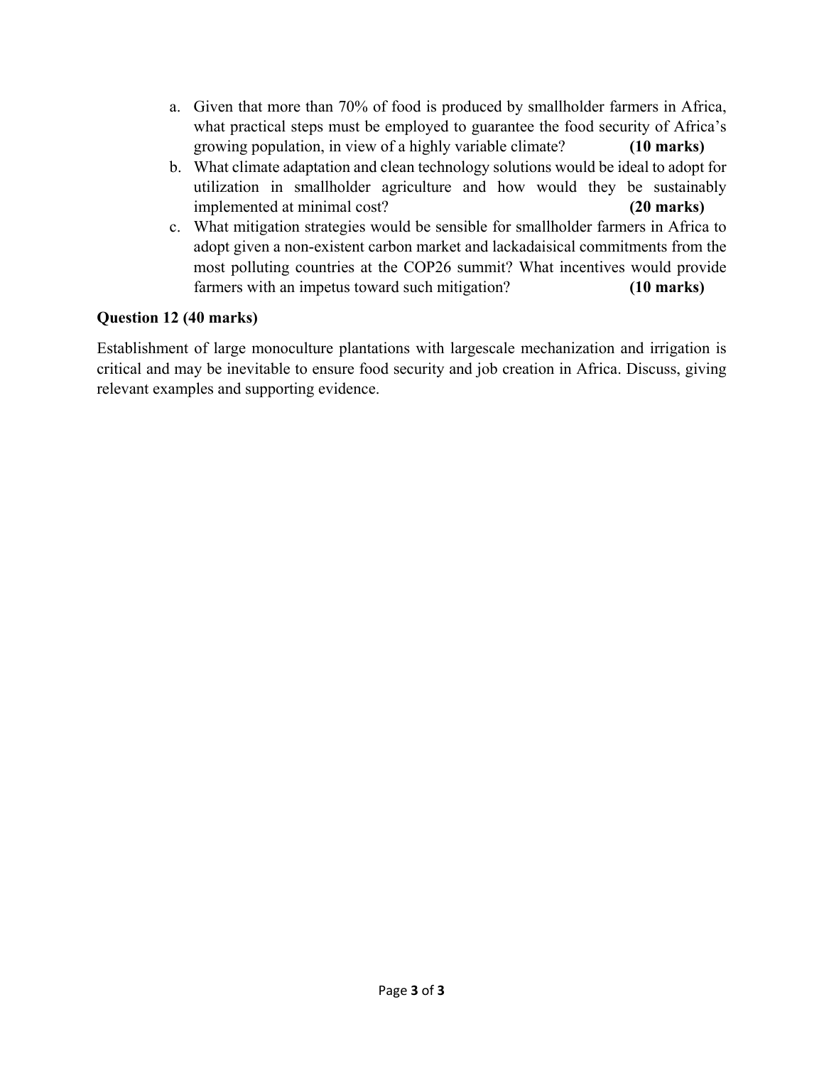a. Given that more than 70% of food is produced by smallholder farmers in Africa, what practical steps must be employed to guarantee the food security of Africa's growing population, in view of a highly variable climate? **(10 marks)**

b. What climate adaptation and clean technology solutions would be ideal to adopt for utilization in smallholder agriculture and how would they be sustainably implemented at minimal cost? **(20 marks)**

c. What mitigation strategies would be sensible for smallholder farmers in Africa to adopt given a non-existent carbon market and lackadaisical commitments from the most polluting countries at the COP26 summit? What incentives would provide farmers with an impetus toward such mitigation? **(10 marks)**

**Question 12 (40 marks)**

Establishment of large monoculture plantations with largescale mechanization and irrigation is critical and may be inevitable to ensure food security and job creation in Africa. Discuss, giving relevant examples and supporting evidence.